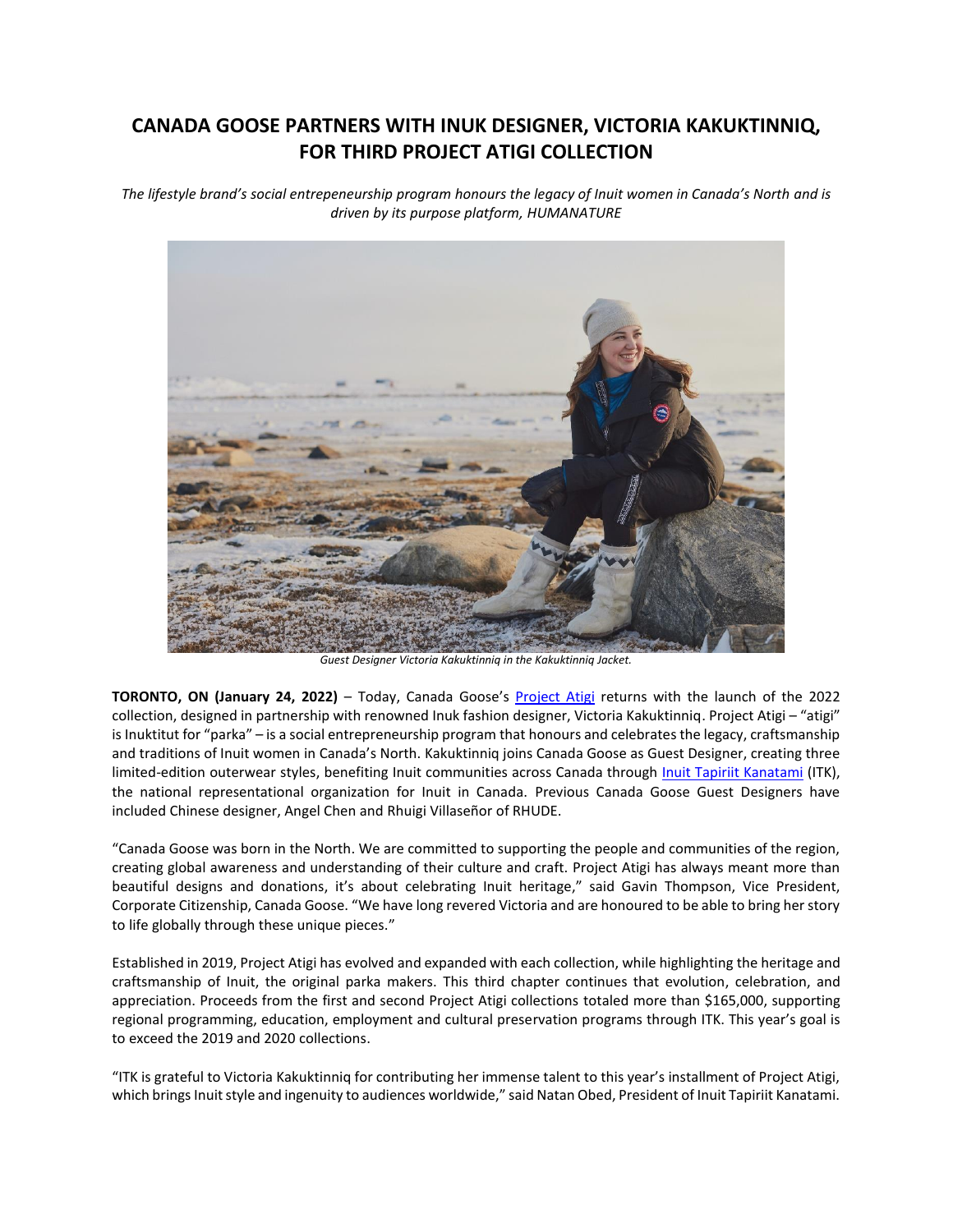# CANADA GOOSE PARTNERS WITH INUK DESIGNER, VICTORIA KAKUKTINNIQ, FOR THIRD PROJECT ATIGI COLLECTION

*The lifestyle brand's social entrepeneurship program honours the legacy of Inuit women in Canada's North and is driven by its purpose platform, HUMANATURE*

*Guest Designer Victoria Kakuktinniq in the Kakuktinniq Jacket.*

**TORONTO, ON (January 24, 2022)** – Today, Canada Goose's Project Atigi returns with the launch of the 2022 collection, designed in partnership with renowned Inuk fashion designer, Victoria Kakuktinniq. Project Atigi – "atigi" is Inuktitut for "parka" – is a social entrepreneurship program that honours and celebrates the legacy, craftsmanship and traditions of Inuit women in Canada's North. Kakuktinniq joins Canada Goose as Guest Designer, creating three limited-edition outerwear styles, benefiting Inuit communities across Canada through Inuit Tapiriit Kanatami (ITK), the national representational organization for Inuit in Canada. Previous Canada Goose Guest Designers have included Chinese designer, Angel Chen and Rhuigi Villaseñor of RHUDE.

"Canada Goose was born in the North. We are committed to supporting the people and communities of the region, creating global awareness and understanding of their culture and craft. Project Atigi has always meant more than beautiful designs and donations, it's about celebrating Inuit heritage," said Gavin Thompson, Vice President, Corporate Citizenship, Canada Goose. "We have long revered Victoria and are honoured to be able to bring her story to life globally through these unique pieces."

Established in 2019, Project Atigi has evolved and expanded with each collection, while highlighting the heritage and craftsmanship of Inuit, the original parka makers. This third chapter continues that evolution, celebration, and appreciation. Proceeds from the first and second Project Atigi collections totaled more than $165,000, supporting regional programming, education, employment and cultural preservation programs through ITK. This year's goal is to exceed the 2019 and 2020 collections.

"ITK is grateful to Victoria Kakuktinniq for contributing her immense talent to this year's installment of Project Atigi, which brings Inuit style and ingenuity to audiences worldwide," said Natan Obed, President of Inuit Tapiriit Kanatami.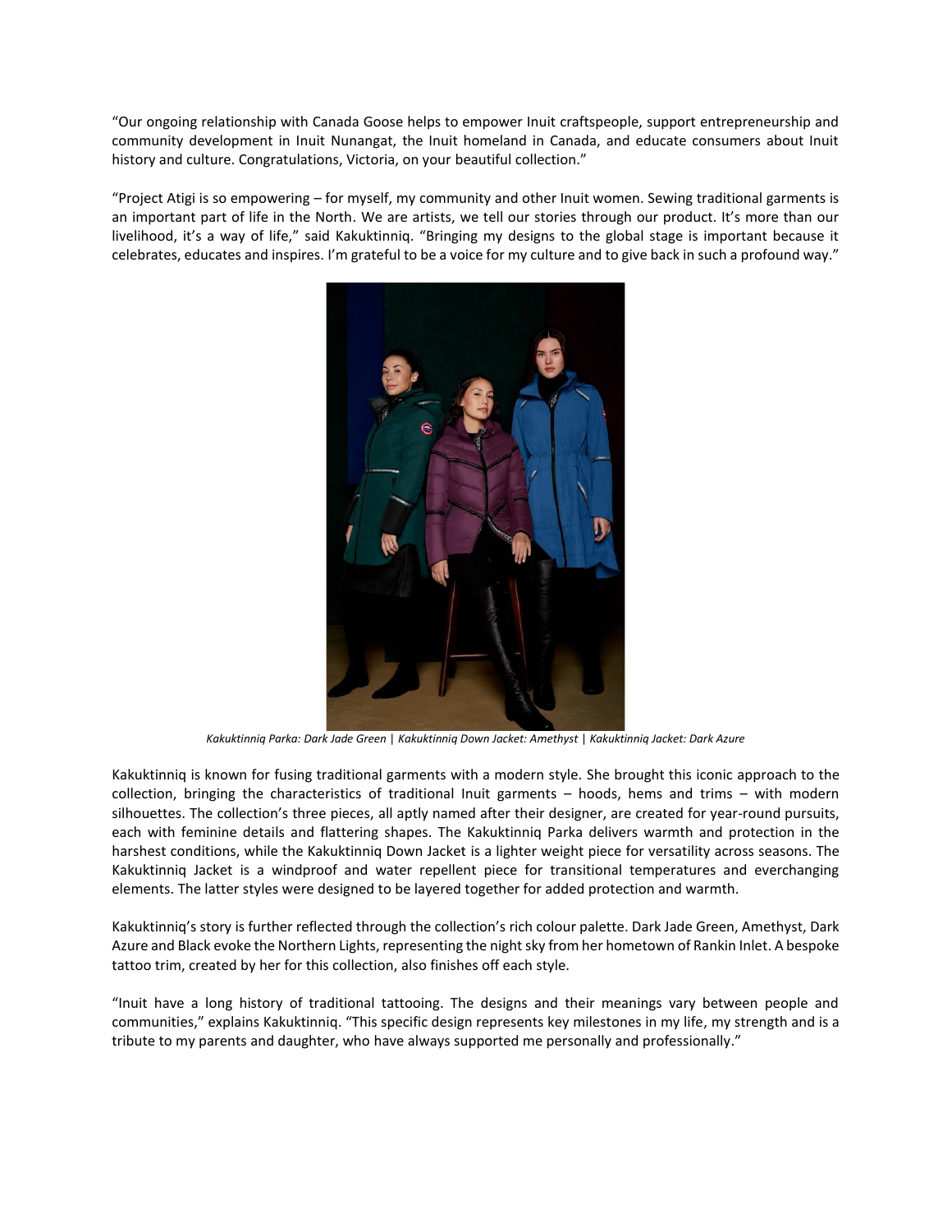"Our ongoing relationship with Canada Goose helps to empower Inuit craftspeople, support entrepreneurship and community development in Inuit Nunangat, the Inuit homeland in Canada, and educate consumers about Inuit history and culture. Congratulations, Victoria, on your beautiful collection."

"Project Atigi is so empowering – for myself, my community and other Inuit women. Sewing traditional garments is an important part of life in the North. We are artists, we tell our stories through our product. It's more than our livelihood, it's a way of life," said Kakuktinniq. "Bringing my designs to the global stage is important because it celebrates, educates and inspires. I'm grateful to be a voice for my culture and to give back in such a profound way."

*Kakuktinniq Parka: Dark Jade Green | Kakuktinniq Down Jacket: Amethyst | Kakuktinniq Jacket: Dark Azure*

Kakuktinniq is known for fusing traditional garments with a modern style. She brought this iconic approach to the collection, bringing the characteristics of traditional Inuit garments – hoods, hems and trims – with modern silhouettes. The collection's three pieces, all aptly named after their designer, are created for year-round pursuits, each with feminine details and flattering shapes. The Kakuktinniq Parka delivers warmth and protection in the harshest conditions, while the Kakuktinniq Down Jacket is a lighter weight piece for versatility across seasons. The Kakuktinniq Jacket is a windproof and water repellent piece for transitional temperatures and everchanging elements. The latter styles were designed to be layered together for added protection and warmth.

Kakuktinniq's story is further reflected through the collection's rich colour palette. Dark Jade Green, Amethyst, Dark Azure and Black evoke the Northern Lights, representing the night sky from her hometown of Rankin Inlet. A bespoke tattoo trim, created by her for this collection, also finishes off each style.

"Inuit have a long history of traditional tattooing. The designs and their meanings vary between people and communities," explains Kakuktinniq. "This specific design represents key milestones in my life, my strength and is a tribute to my parents and daughter, who have always supported me personally and professionally."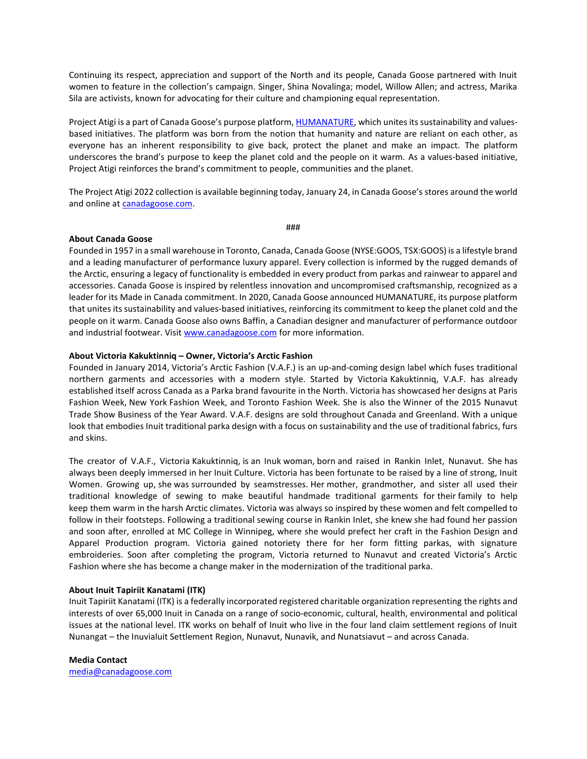Continuing its respect, appreciation and support of the North and its people, Canada Goose partnered with Inuit women to feature in the collection's campaign. Singer, Shina Novalinga; model, Willow Allen; and actress, Marika Sila are activists, known for advocating for their culture and championing equal representation.

Project Atigi is a part of Canada Goose's purpose platform, [HUMANATURE](), which unites its sustainability and values-based initiatives. The platform was born from the notion that humanity and nature are reliant on each other, as everyone has an inherent responsibility to give back, protect the planet and make an impact. The platform underscores the brand's purpose to keep the planet cold and the people on it warm. As a values-based initiative, Project Atigi reinforces the brand's commitment to people, communities and the planet.

The Project Atigi 2022 collection is available beginning today, January 24, in Canada Goose's stores around the world and online at [canadagoose.com]().

###

**About Canada Goose**
Founded in 1957 in a small warehouse in Toronto, Canada, Canada Goose (NYSE:GOOS, TSX:GOOS) is a lifestyle brand and a leading manufacturer of performance luxury apparel. Every collection is informed by the rugged demands of the Arctic, ensuring a legacy of functionality is embedded in every product from parkas and rainwear to apparel and accessories. Canada Goose is inspired by relentless innovation and uncompromised craftsmanship, recognized as a leader for its Made in Canada commitment. In 2020, Canada Goose announced HUMANATURE, its purpose platform that unites its sustainability and values-based initiatives, reinforcing its commitment to keep the planet cold and the people on it warm. Canada Goose also owns Baffin, a Canadian designer and manufacturer of performance outdoor and industrial footwear. Visit [www.canadagoose.com]() for more information.

**About Victoria Kakuktinniq – Owner, Victoria's Arctic Fashion**
Founded in January 2014, Victoria's Arctic Fashion (V.A.F.) is an up-and-coming design label which fuses traditional northern garments and accessories with a modern style. Started by Victoria Kakuktinniq, V.A.F. has already established itself across Canada as a Parka brand favourite in the North. Victoria has showcased her designs at Paris Fashion Week, New York Fashion Week, and Toronto Fashion Week. She is also the Winner of the 2015 Nunavut Trade Show Business of the Year Award. V.A.F. designs are sold throughout Canada and Greenland. With a unique look that embodies Inuit traditional parka design with a focus on sustainability and the use of traditional fabrics, furs and skins.

The creator of V.A.F., Victoria Kakuktinniq, is an Inuk woman, born and raised in Rankin Inlet, Nunavut. She has always been deeply immersed in her Inuit Culture. Victoria has been fortunate to be raised by a line of strong, Inuit Women. Growing up, she was surrounded by seamstresses. Her mother, grandmother, and sister all used their traditional knowledge of sewing to make beautiful handmade traditional garments for their family to help keep them warm in the harsh Arctic climates. Victoria was always so inspired by these women and felt compelled to follow in their footsteps. Following a traditional sewing course in Rankin Inlet, she knew she had found her passion and soon after, enrolled at MC College in Winnipeg, where she would prefect her craft in the Fashion Design and Apparel Production program. Victoria gained notoriety there for her form fitting parkas, with signature embroideries. Soon after completing the program, Victoria returned to Nunavut and created Victoria's Arctic Fashion where she has become a change maker in the modernization of the traditional parka.

**About Inuit Tapiriit Kanatami (ITK)**
Inuit Tapiriit Kanatami (ITK) is a federally incorporated registered charitable organization representing the rights and interests of over 65,000 Inuit in Canada on a range of socio-economic, cultural, health, environmental and political issues at the national level. ITK works on behalf of Inuit who live in the four land claim settlement regions of Inuit Nunangat – the Inuvialuit Settlement Region, Nunavut, Nunavik, and Nunatsiavut – and across Canada.

**Media Contact**
[media@canadagoose.com]()